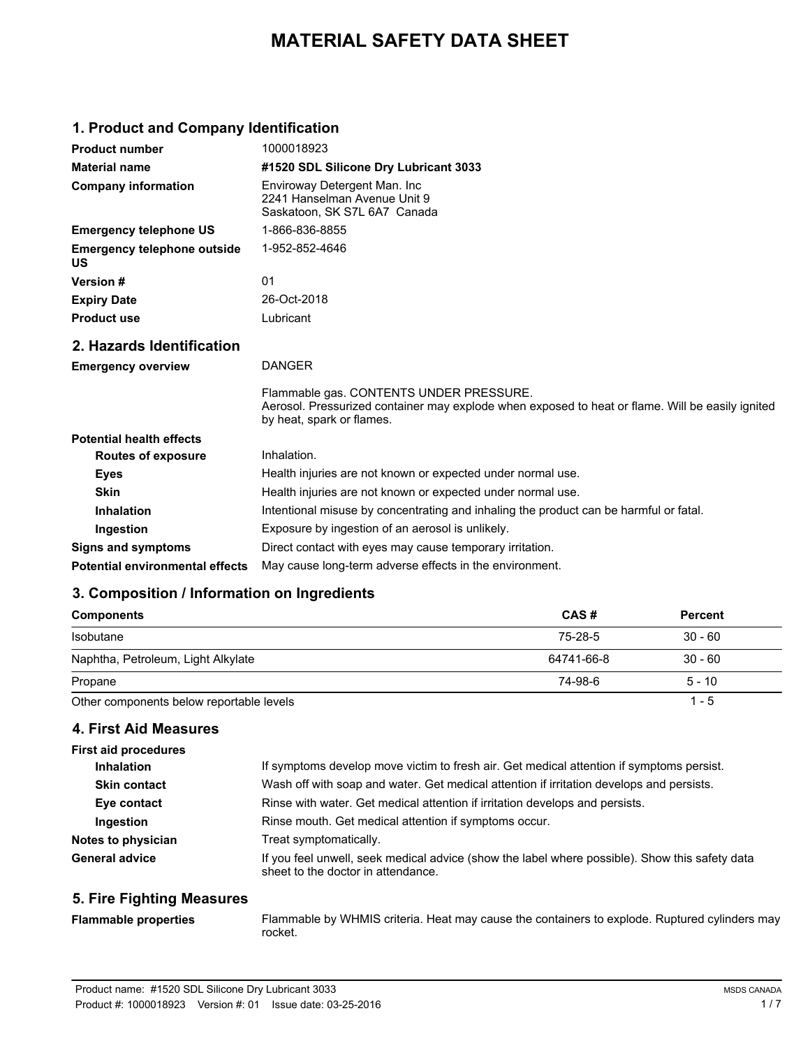# MATERIAL SAFETY DATA SHEET

## 1. Product and Company Identification

| | |
|---|---|
| **Product number** | 1000018923 |
| **Material name** | **#1520 SDL Silicone Dry Lubricant 3033** |
| **Company information** | Enviroway Detergent Man. Inc<br>2241 Hanselman Avenue Unit 9<br>Saskatoon, SK S7L 6A7 Canada |
| **Emergency telephone US** | 1-866-836-8855 |
| **Emergency telephone outside US** | 1-952-852-4646 |
| **Version #** | 01 |
| **Expiry Date** | 26-Oct-2018 |
| **Product use** | Lubricant |

## 2. Hazards Identification

**Emergency overview**

DANGER

Flammable gas. CONTENTS UNDER PRESSURE.
Aerosol. Pressurized container may explode when exposed to heat or flame. Will be easily ignited by heat, spark or flames.

**Potential health effects**

| | |
|---|---|
| **Routes of exposure** | Inhalation. |
| **Eyes** | Health injuries are not known or expected under normal use. |
| **Skin** | Health injuries are not known or expected under normal use. |
| **Inhalation** | Intentional misuse by concentrating and inhaling the product can be harmful or fatal. |
| **Ingestion** | Exposure by ingestion of an aerosol is unlikely. |
| **Signs and symptoms** | Direct contact with eyes may cause temporary irritation. |
| **Potential environmental effects** | May cause long-term adverse effects in the environment. |

## 3. Composition / Information on Ingredients

| Components | CAS # | Percent |
|---|---|---|
| Isobutane | 75-28-5 | 30 - 60 |
| Naphtha, Petroleum, Light Alkylate | 64741-66-8 | 30 - 60 |
| Propane | 74-98-6 | 5 - 10 |
| Other components below reportable levels | | 1 - 5 |

## 4. First Aid Measures

**First aid procedures**

| | |
|---|---|
| **Inhalation** | If symptoms develop move victim to fresh air. Get medical attention if symptoms persist. |
| **Skin contact** | Wash off with soap and water. Get medical attention if irritation develops and persists. |
| **Eye contact** | Rinse with water. Get medical attention if irritation develops and persists. |
| **Ingestion** | Rinse mouth. Get medical attention if symptoms occur. |
| **Notes to physician** | Treat symptomatically. |
| **General advice** | If you feel unwell, seek medical advice (show the label where possible). Show this safety data sheet to the doctor in attendance. |

## 5. Fire Fighting Measures

| | |
|---|---|
| **Flammable properties** | Flammable by WHMIS criteria. Heat may cause the containers to explode. Ruptured cylinders may rocket. |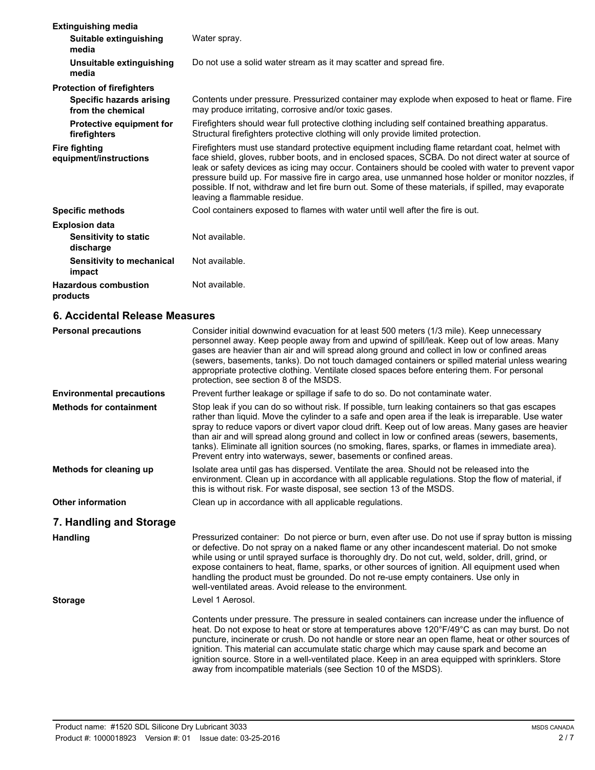| | |
|---|---|
| **Extinguishing media** | |
| **Suitable extinguishing media** | Water spray. |
| **Unsuitable extinguishing media** | Do not use a solid water stream as it may scatter and spread fire. |
| **Protection of firefighters** | |
| **Specific hazards arising from the chemical** | Contents under pressure. Pressurized container may explode when exposed to heat or flame. Fire may produce irritating, corrosive and/or toxic gases. |
| **Protective equipment for firefighters** | Firefighters should wear full protective clothing including self contained breathing apparatus. Structural firefighters protective clothing will only provide limited protection. |
| **Fire fighting equipment/instructions** | Firefighters must use standard protective equipment including flame retardant coat, helmet with face shield, gloves, rubber boots, and in enclosed spaces, SCBA. Do not direct water at source of leak or safety devices as icing may occur. Containers should be cooled with water to prevent vapor pressure build up. For massive fire in cargo area, use unmanned hose holder or monitor nozzles, if possible. If not, withdraw and let fire burn out. Some of these materials, if spilled, may evaporate leaving a flammable residue. |
| **Specific methods** | Cool containers exposed to flames with water until well after the fire is out. |
| **Explosion data** | |
| **Sensitivity to static discharge** | Not available. |
| **Sensitivity to mechanical impact** | Not available. |
| **Hazardous combustion products** | Not available. |

## 6. Accidental Release Measures

| | |
|---|---|
| **Personal precautions** | Consider initial downwind evacuation for at least 500 meters (1/3 mile). Keep unnecessary personnel away. Keep people away from and upwind of spill/leak. Keep out of low areas. Many gases are heavier than air and will spread along ground and collect in low or confined areas (sewers, basements, tanks). Do not touch damaged containers or spilled material unless wearing appropriate protective clothing. Ventilate closed spaces before entering them. For personal protection, see section 8 of the MSDS. |
| **Environmental precautions** | Prevent further leakage or spillage if safe to do so. Do not contaminate water. |
| **Methods for containment** | Stop leak if you can do so without risk. If possible, turn leaking containers so that gas escapes rather than liquid. Move the cylinder to a safe and open area if the leak is irreparable. Use water spray to reduce vapors or divert vapor cloud drift. Keep out of low areas. Many gases are heavier than air and will spread along ground and collect in low or confined areas (sewers, basements, tanks). Eliminate all ignition sources (no smoking, flares, sparks, or flames in immediate area). Prevent entry into waterways, sewer, basements or confined areas. |
| **Methods for cleaning up** | Isolate area until gas has dispersed. Ventilate the area. Should not be released into the environment. Clean up in accordance with all applicable regulations. Stop the flow of material, if this is without risk. For waste disposal, see section 13 of the MSDS. |
| **Other information** | Clean up in accordance with all applicable regulations. |

## 7. Handling and Storage

| | |
|---|---|
| **Handling** | Pressurized container: Do not pierce or burn, even after use. Do not use if spray button is missing or defective. Do not spray on a naked flame or any other incandescent material. Do not smoke while using or until sprayed surface is thoroughly dry. Do not cut, weld, solder, drill, grind, or expose containers to heat, flame, sparks, or other sources of ignition. All equipment used when handling the product must be grounded. Do not re-use empty containers. Use only in well-ventilated areas. Avoid release to the environment. |
| **Storage** | Level 1 Aerosol.<br><br>Contents under pressure. The pressure in sealed containers can increase under the influence of heat. Do not expose to heat or store at temperatures above 120°F/49°C as can may burst. Do not puncture, incinerate or crush. Do not handle or store near an open flame, heat or other sources of ignition. This material can accumulate static charge which may cause spark and become an ignition source. Store in a well-ventilated place. Keep in an area equipped with sprinklers. Store away from incompatible materials (see Section 10 of the MSDS). |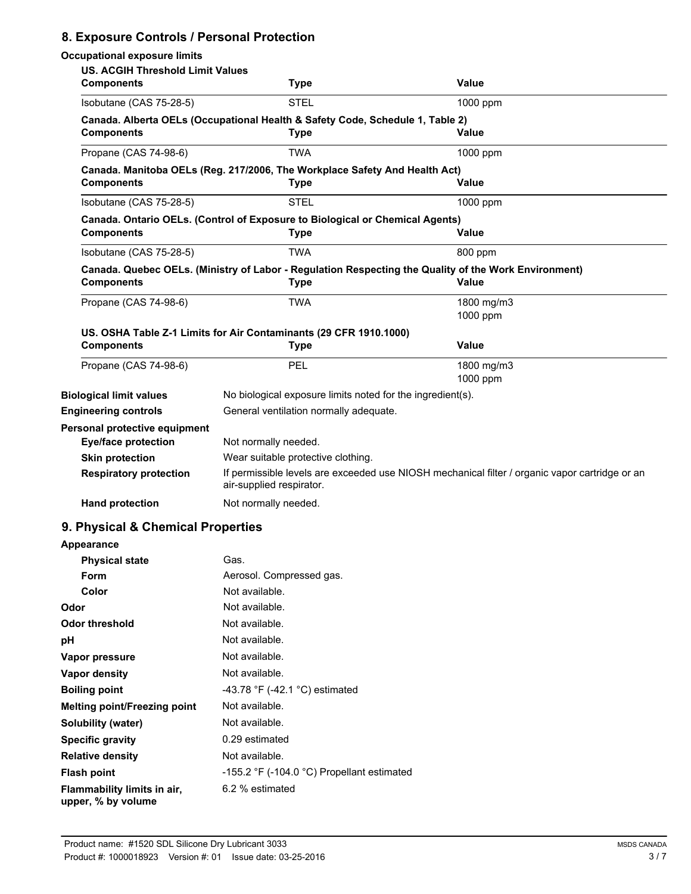## 8. Exposure Controls / Personal Protection

### Occupational exposure limits

**US. ACGIH Threshold Limit Values**

| Components | Type | Value |
|---|---|---|
| Isobutane (CAS 75-28-5) | STEL | 1000 ppm |

**Canada. Alberta OELs (Occupational Health & Safety Code, Schedule 1, Table 2)**

| Components | Type | Value |
|---|---|---|
| Propane (CAS 74-98-6) | TWA | 1000 ppm |

**Canada. Manitoba OELs (Reg. 217/2006, The Workplace Safety And Health Act)**

| Components | Type | Value |
|---|---|---|
| Isobutane (CAS 75-28-5) | STEL | 1000 ppm |

**Canada. Ontario OELs. (Control of Exposure to Biological or Chemical Agents)**

| Components | Type | Value |
|---|---|---|
| Isobutane (CAS 75-28-5) | TWA | 800 ppm |

**Canada. Quebec OELs. (Ministry of Labor - Regulation Respecting the Quality of the Work Environment)**

| Components | Type | Value |
|---|---|---|
| Propane (CAS 74-98-6) | TWA | 1800 mg/m3 |
| | | 1000 ppm |

**US. OSHA Table Z-1 Limits for Air Contaminants (29 CFR 1910.1000)**

| Components | Type | Value |
|---|---|---|
| Propane (CAS 74-98-6) | PEL | 1800 mg/m3 |
| | | 1000 ppm |

**Biological limit values** No biological exposure limits noted for the ingredient(s).

**Engineering controls** General ventilation normally adequate.

**Personal protective equipment**

- **Eye/face protection** Not normally needed.
- **Skin protection** Wear suitable protective clothing.
- **Respiratory protection** If permissible levels are exceeded use NIOSH mechanical filter / organic vapor cartridge or an air-supplied respirator.
- **Hand protection** Not normally needed.

## 9. Physical & Chemical Properties

**Appearance**

- **Physical state** Gas.
- **Form** Aerosol. Compressed gas.
- **Color** Not available.

**Odor** Not available.

**Odor threshold** Not available.

**pH** Not available.

**Vapor pressure** Not available.

**Vapor density** Not available.

**Boiling point** -43.78 °F (-42.1 °C) estimated

**Melting point/Freezing point** Not available.

**Solubility (water)** Not available.

**Specific gravity** 0.29 estimated

**Relative density** Not available.

**Flash point** -155.2 °F (-104.0 °C) Propellant estimated

**Flammability limits in air, upper, % by volume** 6.2 % estimated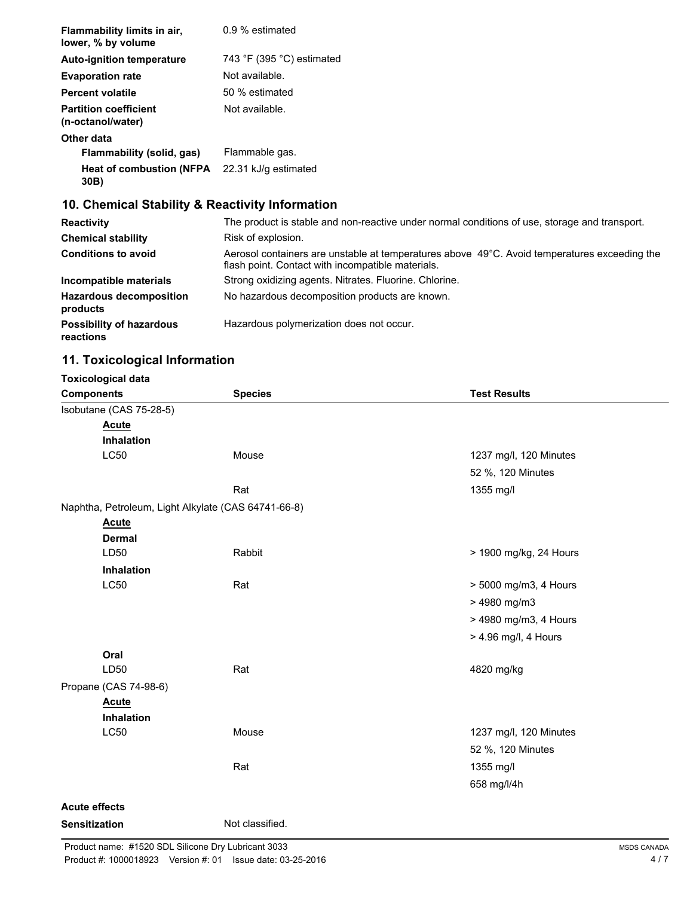| | |
|---|---|
| **Flammability limits in air, lower, % by volume** | 0.9 % estimated |
| **Auto-ignition temperature** | 743 °F (395 °C) estimated |
| **Evaporation rate** | Not available. |
| **Percent volatile** | 50 % estimated |
| **Partition coefficient (n-octanol/water)** | Not available. |
| **Other data** | |
| **Flammability (solid, gas)** | Flammable gas. |
| **Heat of combustion (NFPA 30B)** | 22.31 kJ/g estimated |

## 10. Chemical Stability & Reactivity Information

| | |
|---|---|
| **Reactivity** | The product is stable and non-reactive under normal conditions of use, storage and transport. |
| **Chemical stability** | Risk of explosion. |
| **Conditions to avoid** | Aerosol containers are unstable at temperatures above 49°C. Avoid temperatures exceeding the flash point. Contact with incompatible materials. |
| **Incompatible materials** | Strong oxidizing agents. Nitrates. Fluorine. Chlorine. |
| **Hazardous decomposition products** | No hazardous decomposition products are known. |
| **Possibility of hazardous reactions** | Hazardous polymerization does not occur. |

## 11. Toxicological Information

**Toxicological data**

| Components | Species | Test Results |
|---|---|---|
| Isobutane (CAS 75-28-5) | | |
| **Acute** | | |
| **Inhalation** | | |
| LC50 | Mouse | 1237 mg/l, 120 Minutes |
| | | 52 %, 120 Minutes |
| | Rat | 1355 mg/l |
| Naphtha, Petroleum, Light Alkylate (CAS 64741-66-8) | | |
| **Acute** | | |
| **Dermal** | | |
| LD50 | Rabbit | > 1900 mg/kg, 24 Hours |
| **Inhalation** | | |
| LC50 | Rat | > 5000 mg/m3, 4 Hours |
| | | > 4980 mg/m3 |
| | | > 4980 mg/m3, 4 Hours |
| | | > 4.96 mg/l, 4 Hours |
| **Oral** | | |
| LD50 | Rat | 4820 mg/kg |
| Propane (CAS 74-98-6) | | |
| **Acute** | | |
| **Inhalation** | | |
| LC50 | Mouse | 1237 mg/l, 120 Minutes |
| | | 52 %, 120 Minutes |
| | Rat | 1355 mg/l |
| | | 658 mg/l/4h |

**Acute effects**

**Sensitization** Not classified.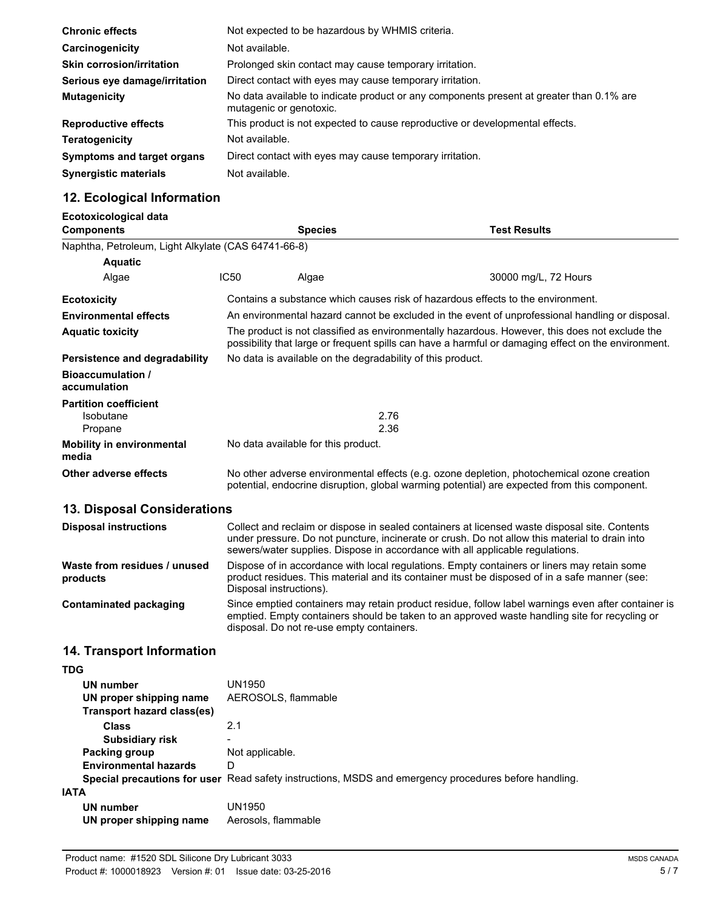| | |
|---|---|
| **Chronic effects** | Not expected to be hazardous by WHMIS criteria. |
| **Carcinogenicity** | Not available. |
| **Skin corrosion/irritation** | Prolonged skin contact may cause temporary irritation. |
| **Serious eye damage/irritation** | Direct contact with eyes may cause temporary irritation. |
| **Mutagenicity** | No data available to indicate product or any components present at greater than 0.1% are mutagenic or genotoxic. |
| **Reproductive effects** | This product is not expected to cause reproductive or developmental effects. |
| **Teratogenicity** | Not available. |
| **Symptoms and target organs** | Direct contact with eyes may cause temporary irritation. |
| **Synergistic materials** | Not available. |

## 12. Ecological Information

**Ecotoxicological data**

| Components | | Species | Test Results |
|---|---|---|---|
| Naphtha, Petroleum, Light Alkylate (CAS 64741-66-8) | | | |
| **Aquatic** | | | |
| Algae | IC50 | Algae | 30000 mg/L, 72 Hours |

| | |
|---|---|
| **Ecotoxicity** | Contains a substance which causes risk of hazardous effects to the environment. |
| **Environmental effects** | An environmental hazard cannot be excluded in the event of unprofessional handling or disposal. |
| **Aquatic toxicity** | The product is not classified as environmentally hazardous. However, this does not exclude the possibility that large or frequent spills can have a harmful or damaging effect on the environment. |
| **Persistence and degradability** | No data is available on the degradability of this product. |
| **Bioaccumulation / accumulation** | |
| **Partition coefficient** | |
| Isobutane | 2.76 |
| Propane | 2.36 |
| **Mobility in environmental media** | No data available for this product. |
| **Other adverse effects** | No other adverse environmental effects (e.g. ozone depletion, photochemical ozone creation potential, endocrine disruption, global warming potential) are expected from this component. |

## 13. Disposal Considerations

| | |
|---|---|
| **Disposal instructions** | Collect and reclaim or dispose in sealed containers at licensed waste disposal site. Contents under pressure. Do not puncture, incinerate or crush. Do not allow this material to drain into sewers/water supplies. Dispose in accordance with all applicable regulations. |
| **Waste from residues / unused products** | Dispose of in accordance with local regulations. Empty containers or liners may retain some product residues. This material and its container must be disposed of in a safe manner (see: Disposal instructions). |
| **Contaminated packaging** | Since emptied containers may retain product residue, follow label warnings even after container is emptied. Empty containers should be taken to an approved waste handling site for recycling or disposal. Do not re-use empty containers. |

## 14. Transport Information

**TDG**

| | |
|---|---|
| **UN number** | UN1950 |
| **UN proper shipping name** | AEROSOLS, flammable |
| **Transport hazard class(es)** | |
| **Class** | 2.1 |
| **Subsidiary risk** | - |
| **Packing group** | Not applicable. |
| **Environmental hazards** | D |
| **Special precautions for user** | Read safety instructions, MSDS and emergency procedures before handling. |

**IATA**

| | |
|---|---|
| **UN number** | UN1950 |
| **UN proper shipping name** | Aerosols, flammable |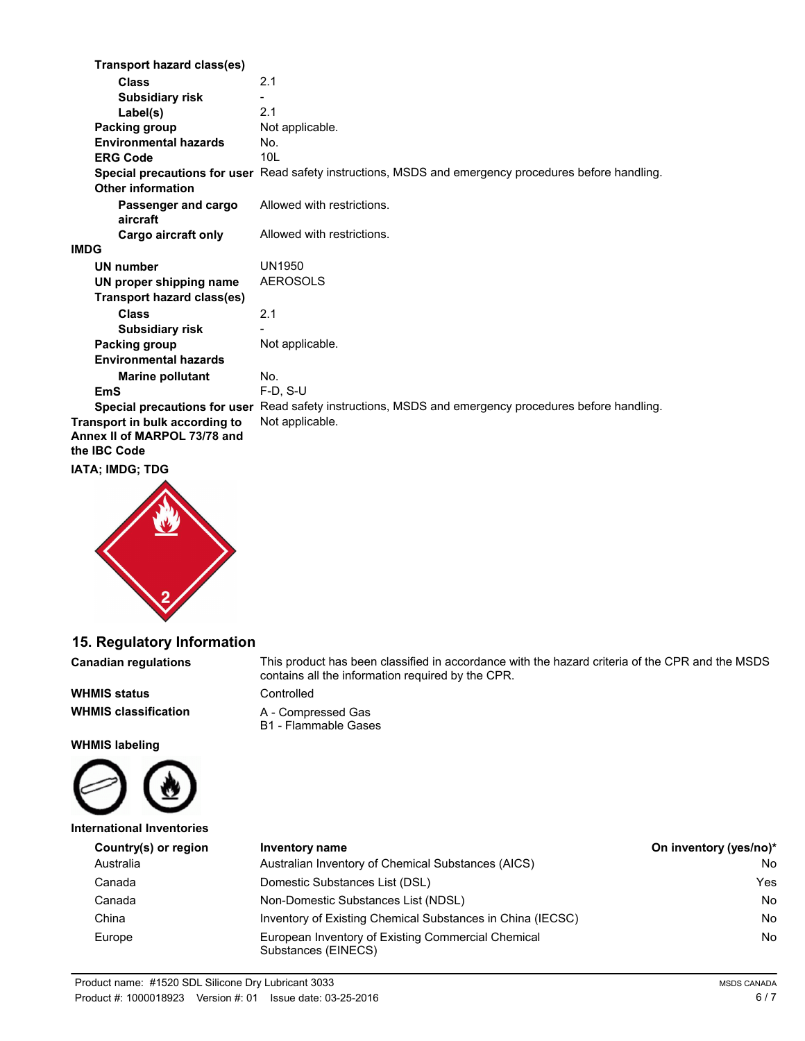**Transport hazard class(es)**

| | |
|---|---|
| **Class** | 2.1 |
| **Subsidiary risk** | - |
| **Label(s)** | 2.1 |
| **Packing group** | Not applicable. |
| **Environmental hazards** | No. |
| **ERG Code** | 10L |
| **Special precautions for user** | Read safety instructions, MSDS and emergency procedures before handling. |

**Other information**

| | |
|---|---|
| **Passenger and cargo aircraft** | Allowed with restrictions. |
| **Cargo aircraft only** | Allowed with restrictions. |

**IMDG**

| | |
|---|---|
| **UN number** | UN1950 |
| **UN proper shipping name** | AEROSOLS |

**Transport hazard class(es)**

| | |
|---|---|
| **Class** | 2.1 |
| **Subsidiary risk** | - |
| **Packing group** | Not applicable. |

**Environmental hazards**

| | |
|---|---|
| **Marine pollutant** | No. |
| **EmS** | F-D, S-U |
| **Special precautions for user** | Read safety instructions, MSDS and emergency procedures before handling. |

**Transport in bulk according to Annex II of MARPOL 73/78 and the IBC Code** Not applicable.

**IATA; IMDG; TDG**

## 15. Regulatory Information

| | |
|---|---|
| **Canadian regulations** | This product has been classified in accordance with the hazard criteria of the CPR and the MSDS contains all the information required by the CPR. |
| **WHMIS status** | Controlled |
| **WHMIS classification** | A - Compressed Gas<br>B1 - Flammable Gases |

**WHMIS labeling**

**International Inventories**

| Country(s) or region | Inventory name | On inventory (yes/no)* |
|---|---|---|
| Australia | Australian Inventory of Chemical Substances (AICS) | No |
| Canada | Domestic Substances List (DSL) | Yes |
| Canada | Non-Domestic Substances List (NDSL) | No |
| China | Inventory of Existing Chemical Substances in China (IECSC) | No |
| Europe | European Inventory of Existing Commercial Chemical Substances (EINECS) | No |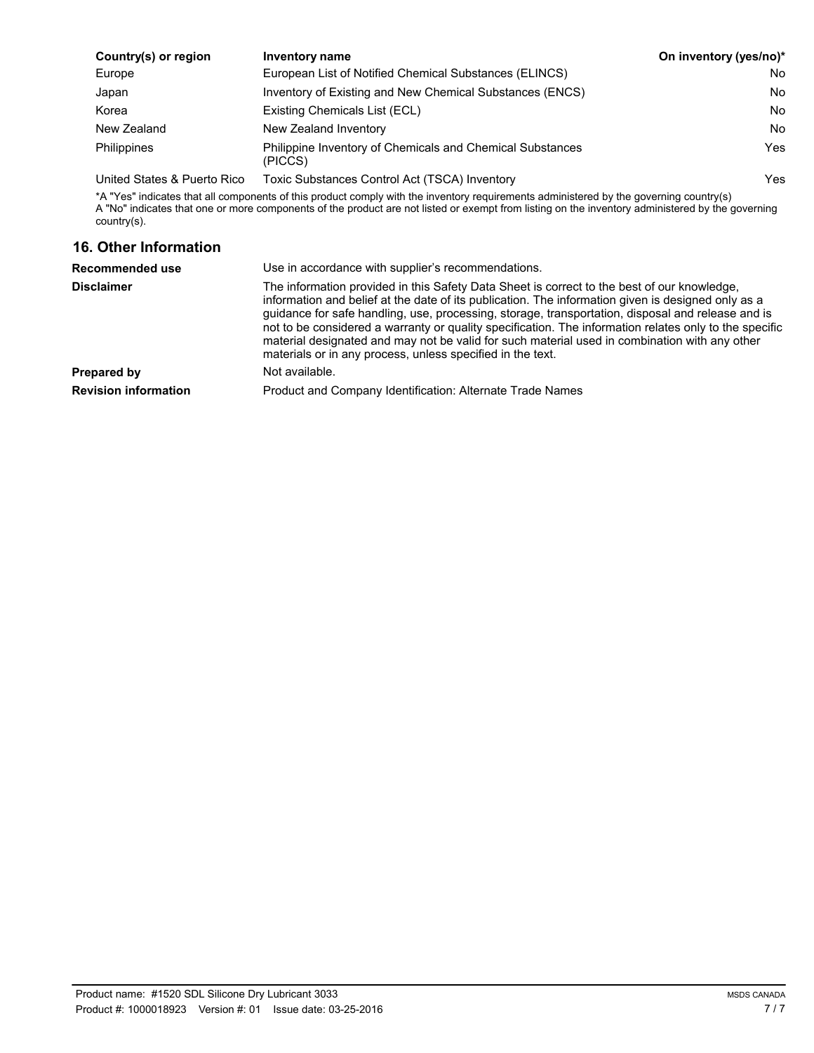| Country(s) or region | Inventory name | On inventory (yes/no)* |
|---|---|---|
| Europe | European List of Notified Chemical Substances (ELINCS) | No |
| Japan | Inventory of Existing and New Chemical Substances (ENCS) | No |
| Korea | Existing Chemicals List (ECL) | No |
| New Zealand | New Zealand Inventory | No |
| Philippines | Philippine Inventory of Chemicals and Chemical Substances (PICCS) | Yes |
| United States & Puerto Rico | Toxic Substances Control Act (TSCA) Inventory | Yes |

*A "Yes" indicates that all components of this product comply with the inventory requirements administered by the governing country(s)
A "No" indicates that one or more components of the product are not listed or exempt from listing on the inventory administered by the governing country(s).

## 16. Other Information

**Recommended use** Use in accordance with supplier's recommendations.

**Disclaimer** The information provided in this Safety Data Sheet is correct to the best of our knowledge, information and belief at the date of its publication. The information given is designed only as a guidance for safe handling, use, processing, storage, transportation, disposal and release and is not to be considered a warranty or quality specification. The information relates only to the specific material designated and may not be valid for such material used in combination with any other materials or in any process, unless specified in the text.

**Prepared by** Not available.

**Revision information** Product and Company Identification: Alternate Trade Names